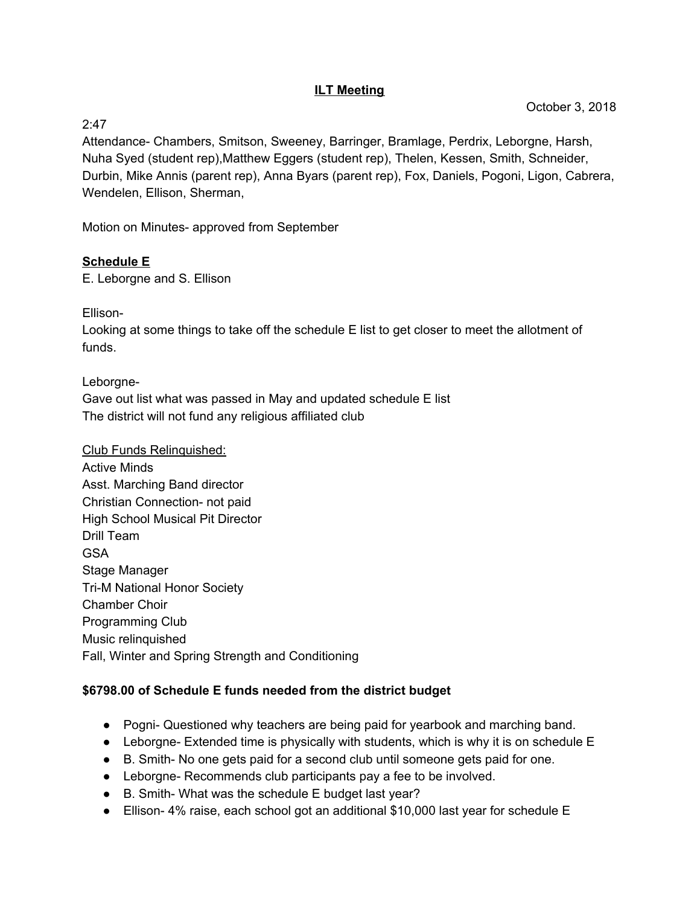# ILT Meeting

October 3, 2018

2:47

Attendance- Chambers, Smitson, Sweeney, Barringer, Bramlage, Perdrix, Leborgne, Harsh, Nuha Syed (student rep),Matthew Eggers (student rep), Thelen, Kessen, Smith, Schneider, Durbin, Mike Annis (parent rep), Anna Byars (parent rep), Fox, Daniels, Pogoni, Ligon, Cabrera, Wendelen, Ellison, Sherman,

Motion on Minutes- approved from September

## Schedule E

E. Leborgne and S. Ellison

Ellison-

Looking at some things to take off the schedule E list to get closer to meet the allotment of funds.

Leborgne-

Gave out list what was passed in May and updated schedule E list

The district will not fund any religious affiliated club

Club Funds Relinquished:

Active Minds

Asst. Marching Band director

Christian Connection- not paid

High School Musical Pit Director

Drill Team

GSA

Stage Manager

Tri-M National Honor Society

Chamber Choir

Programming Club

Music relinquished

Fall, Winter and Spring Strength and Conditioning

**$6798.00 of Schedule E funds needed from the district budget**

- Pogni- Questioned why teachers are being paid for yearbook and marching band.
- Leborgne- Extended time is physically with students, which is why it is on schedule E
- B. Smith- No one gets paid for a second club until someone gets paid for one.
- Leborgne- Recommends club participants pay a fee to be involved.
- B. Smith- What was the schedule E budget last year?
- Ellison- 4% raise, each school got an additional $10,000 last year for schedule E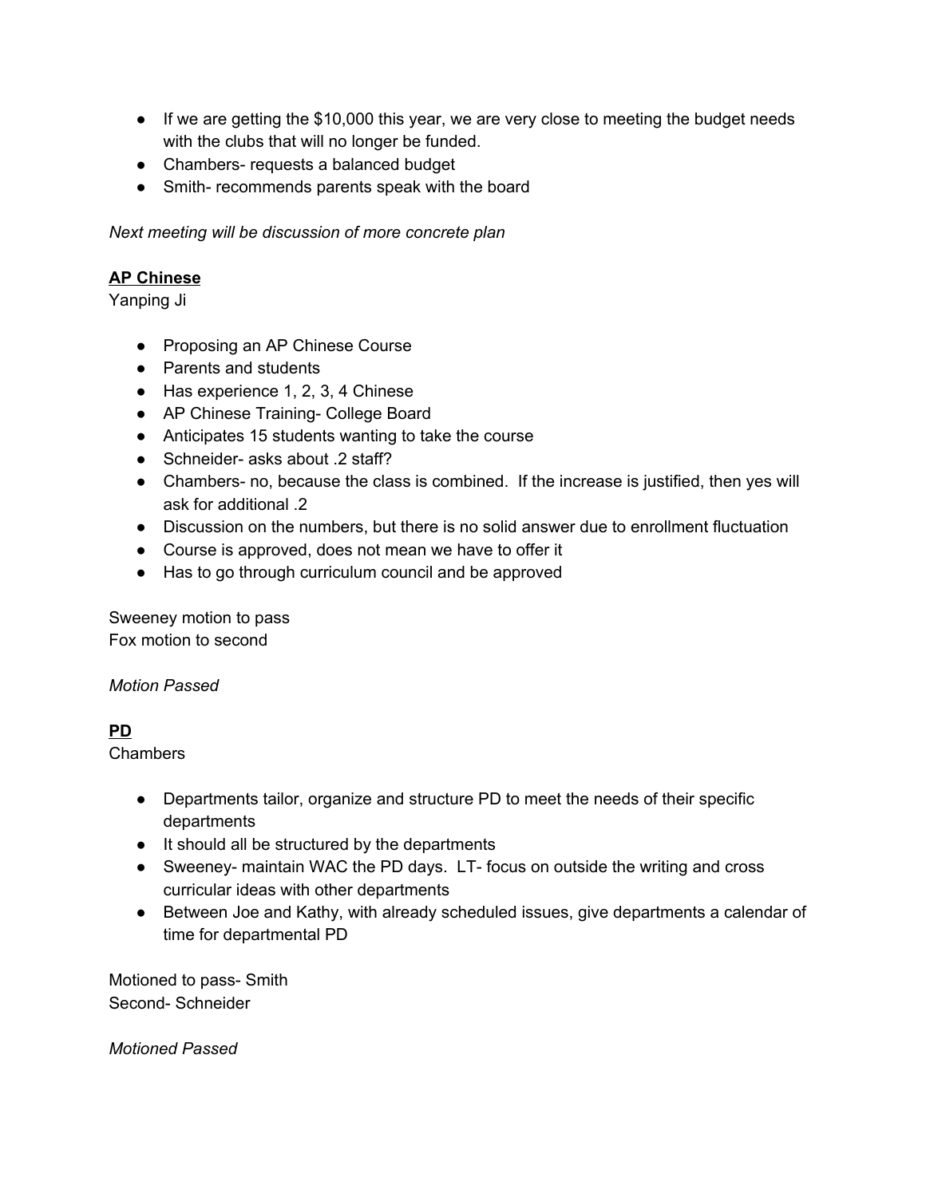- If we are getting the $10,000 this year, we are very close to meeting the budget needs with the clubs that will no longer be funded.
- Chambers- requests a balanced budget
- Smith- recommends parents speak with the board

*Next meeting will be discussion of more concrete plan*

**AP Chinese**

Yanping Ji

- Proposing an AP Chinese Course
- Parents and students
- Has experience 1, 2, 3, 4 Chinese
- AP Chinese Training- College Board
- Anticipates 15 students wanting to take the course
- Schneider- asks about .2 staff?
- Chambers- no, because the class is combined. If the increase is justified, then yes will ask for additional .2
- Discussion on the numbers, but there is no solid answer due to enrollment fluctuation
- Course is approved, does not mean we have to offer it
- Has to go through curriculum council and be approved

Sweeney motion to pass
Fox motion to second

*Motion Passed*

**PD**

Chambers

- Departments tailor, organize and structure PD to meet the needs of their specific departments
- It should all be structured by the departments
- Sweeney- maintain WAC the PD days. LT- focus on outside the writing and cross curricular ideas with other departments
- Between Joe and Kathy, with already scheduled issues, give departments a calendar of time for departmental PD

Motioned to pass- Smith
Second- Schneider

*Motioned Passed*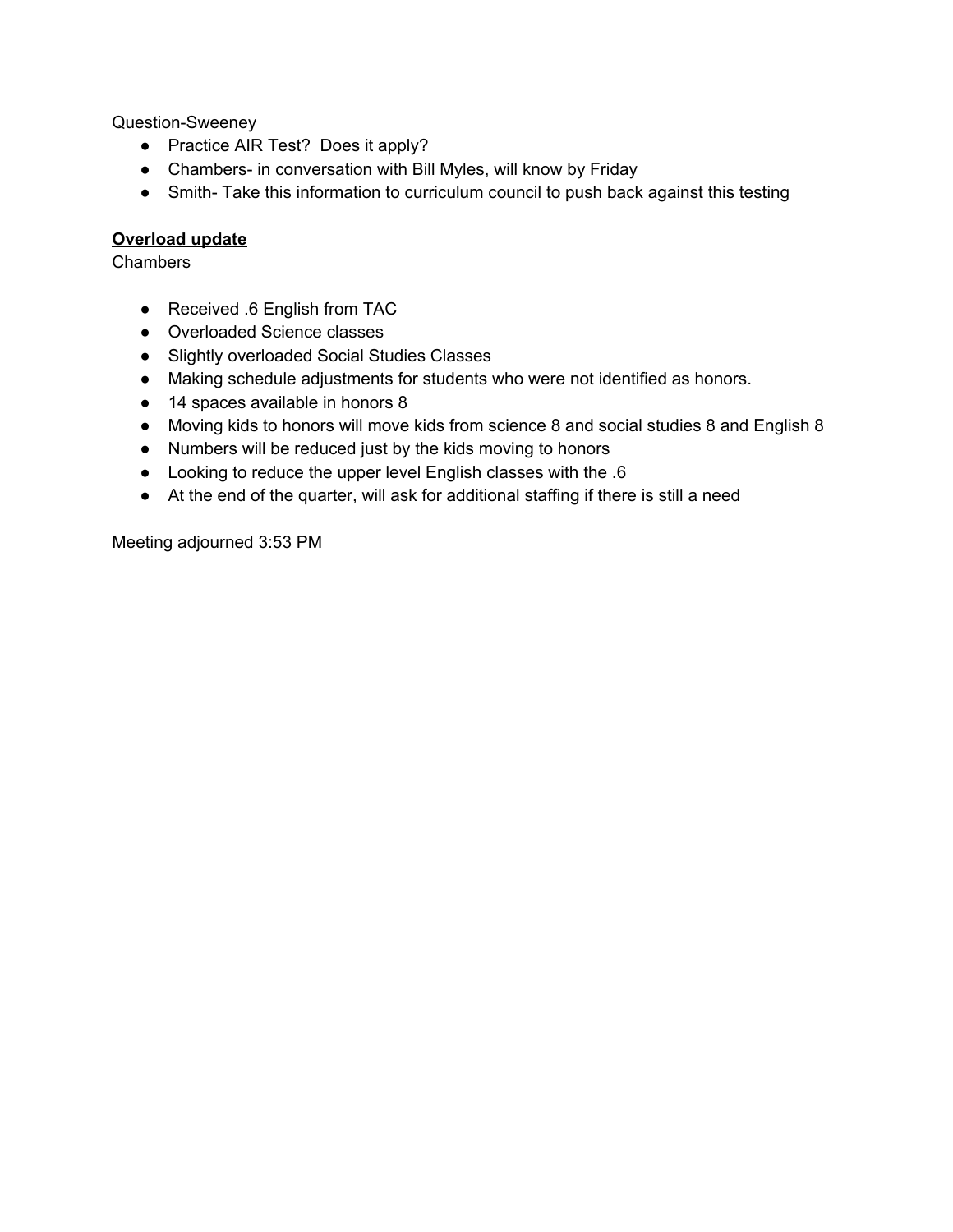Question-Sweeney

- Practice AIR Test?  Does it apply?
- Chambers- in conversation with Bill Myles, will know by Friday
- Smith- Take this information to curriculum council to push back against this testing

**Overload update**

Chambers

- Received .6 English from TAC
- Overloaded Science classes
- Slightly overloaded Social Studies Classes
- Making schedule adjustments for students who were not identified as honors.
- 14 spaces available in honors 8
- Moving kids to honors will move kids from science 8 and social studies 8 and English 8
- Numbers will be reduced just by the kids moving to honors
- Looking to reduce the upper level English classes with the .6
- At the end of the quarter, will ask for additional staffing if there is still a need

Meeting adjourned 3:53 PM